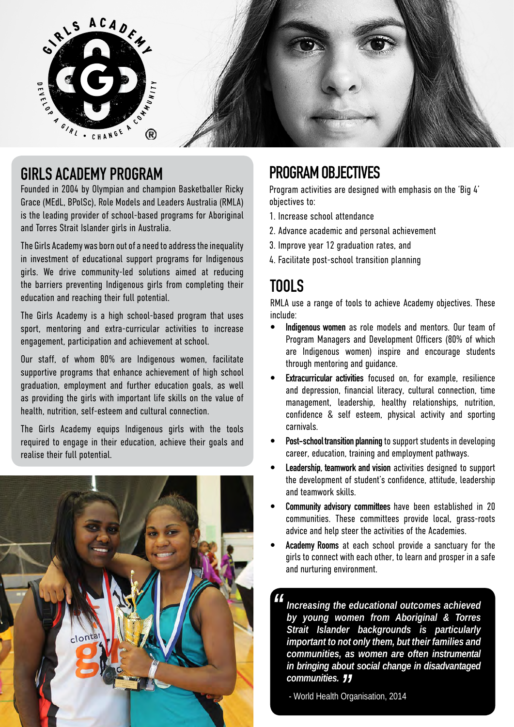## GIRLS ACADEMY PROGRAM

Founded in 2004 by Olympian and champion Basketballer Ricky Grace (MEdL, BPolSc), Role Models and Leaders Australia (RMLA) is the leading provider of school-based programs for Aboriginal and Torres Strait Islander girls in Australia.

The Girls Academy was born out of a need to address the inequality in investment of educational support programs for Indigenous girls. We drive community-led solutions aimed at reducing the barriers preventing Indigenous girls from completing their education and reaching their full potential.

The Girls Academy is a high school-based program that uses sport, mentoring and extra-curricular activities to increase engagement, participation and achievement at school.

Our staff, of whom 80% are Indigenous women, facilitate supportive programs that enhance achievement of high school graduation, employment and further education goals, as well as providing the girls with important life skills on the value of health, nutrition, self-esteem and cultural connection.

The Girls Academy equips Indigenous girls with the tools required to engage in their education, achieve their goals and realise their full potential.

## PROGRAM OBJECTIVES

Program activities are designed with emphasis on the 'Big 4' objectives to:

1. Increase school attendance
2. Advance academic and personal achievement
3. Improve year 12 graduation rates, and
4. Facilitate post-school transition planning

## TOOLS

RMLA use a range of tools to achieve Academy objectives. These include:

- **Indigenous women** as role models and mentors. Our team of Program Managers and Development Officers (80% of which are Indigenous women) inspire and encourage students through mentoring and guidance.
- **Extracurricular activities** focused on, for example, resilience and depression, financial literacy, cultural connection, time management, leadership, healthy relationships, nutrition, confidence & self esteem, physical activity and sporting carnivals.
- **Post-school transition planning** to support students in developing career, education, training and employment pathways.
- **Leadership, teamwork and vision** activities designed to support the development of student's confidence, attitude, leadership and teamwork skills.
- **Community advisory committees** have been established in 20 communities. These committees provide local, grass-roots advice and help steer the activities of the Academies.
- **Academy Rooms** at each school provide a sanctuary for the girls to connect with each other, to learn and prosper in a safe and nurturing environment.

> *"Increasing the educational outcomes achieved by young women from Aboriginal & Torres Strait Islander backgrounds is particularly important to not only them, but their families and communities, as women are often instrumental in bringing about social change in disadvantaged communities."*
>
> - World Health Organisation, 2014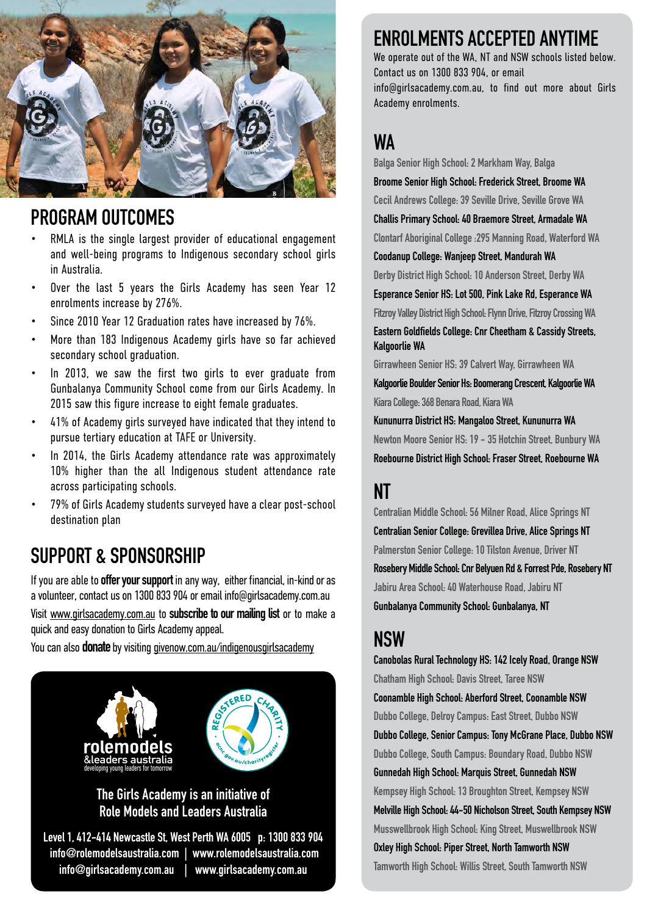## PROGRAM OUTCOMES

- RMLA is the single largest provider of educational engagement and well-being programs to Indigenous secondary school girls in Australia.
- Over the last 5 years the Girls Academy has seen Year 12 enrolments increase by 276%.
- Since 2010 Year 12 Graduation rates have increased by 76%.
- More than 183 Indigenous Academy girls have so far achieved secondary school graduation.
- In 2013, we saw the first two girls to ever graduate from Gunbalanya Community School come from our Girls Academy. In 2015 saw this figure increase to eight female graduates.
- 41% of Academy girls surveyed have indicated that they intend to pursue tertiary education at TAFE or University.
- In 2014, the Girls Academy attendance rate was approximately 10% higher than the all Indigenous student attendance rate across participating schools.
- 79% of Girls Academy students surveyed have a clear post-school destination plan

## SUPPORT & SPONSORSHIP

If you are able to **offer your support** in any way, either financial, in-kind or as a volunteer, contact us on 1300 833 904 or email info@girlsacademy.com.au

Visit www.girlsacademy.com.au to **subscribe to our mailing list** or to make a quick and easy donation to Girls Academy appeal.

You can also **donate** by visiting givenow.com.au/indigenousgirlsacademy

rolemodels &leaders australia
developing young leaders for tomorrow

REGISTERED CHARITY
acnc.gov.au/charityregister

The Girls Academy is an initiative of Role Models and Leaders Australia

Level 1, 412-414 Newcastle St, West Perth WA 6005 p: 1300 833 904
info@rolemodelsaustralia.com | www.rolemodelsaustralia.com
info@girlsacademy.com.au | www.girlsacademy.com.au

## ENROLMENTS ACCEPTED ANYTIME

We operate out of the WA, NT and NSW schools listed below. Contact us on 1300 833 904, or email info@girlsacademy.com.au, to find out more about Girls Academy enrolments.

## WA

Balga Senior High School: 2 Markham Way, Balga
Broome Senior High School: Frederick Street, Broome WA
Cecil Andrews College: 39 Seville Drive, Seville Grove WA
Challis Primary School: 40 Braemore Street, Armadale WA
Clontarf Aboriginal College :295 Manning Road, Waterford WA
Coodanup College: Wanjeep Street, Mandurah WA
Derby District High School: 10 Anderson Street, Derby WA
Esperance Senior HS: Lot 500, Pink Lake Rd, Esperance WA
Fitzroy Valley District High School: Flynn Drive, Fitzroy Crossing WA
Eastern Goldfields College: Cnr Cheetham & Cassidy Streets, Kalgoorlie WA
Girrawheen Senior HS: 39 Calvert Way, Girrawheen WA
Kalgoorlie Boulder Senior Hs: Boomerang Crescent, Kalgoorlie WA
Kiara College: 368 Benara Road, Kiara WA
Kununurra District HS: Mangaloo Street, Kununurra WA
Newton Moore Senior HS: 19 – 35 Hotchin Street, Bunbury WA
Roebourne District High School: Fraser Street, Roebourne WA

## NT

Centralian Middle School: 56 Milner Road, Alice Springs NT
Centralian Senior College: Grevillea Drive, Alice Springs NT
Palmerston Senior College: 10 Tilston Avenue, Driver NT
Rosebery Middle School: Cnr Belyuen Rd & Forrest Pde, Rosebery NT
Jabiru Area School: 40 Waterhouse Road, Jabiru NT
Gunbalanya Community School: Gunbalanya, NT

## NSW

Canobolas Rural Technology HS: 142 Icely Road, Orange NSW
Chatham High School: Davis Street, Taree NSW
Coonamble High School: Aberford Street, Coonamble NSW
Dubbo College, Delroy Campus: East Street, Dubbo NSW
Dubbo College, Senior Campus: Tony McGrane Place, Dubbo NSW
Dubbo College, South Campus: Boundary Road, Dubbo NSW
Gunnedah High School: Marquis Street, Gunnedah NSW
Kempsey High School: 13 Broughton Street, Kempsey NSW
Melville High School: 44-50 Nicholson Street, South Kempsey NSW
Musswellbrook High School: King Street, Muswellbrook NSW
Oxley High School: Piper Street, North Tamworth NSW
Tamworth High School: Willis Street, South Tamworth NSW